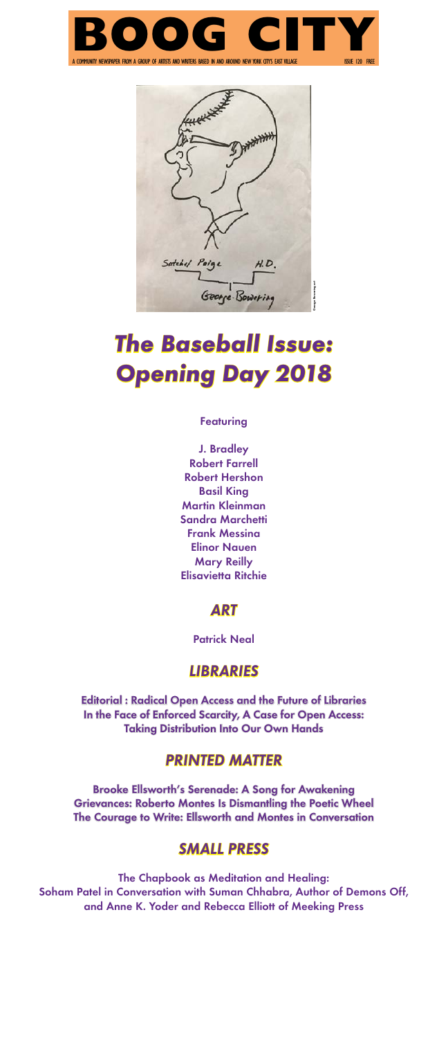# BOOG CITY

A COMMUNITY NEWSPAPER FROM A GROUP OF ARTISTS AND WRITERS BASED IN AND AROUND NEW YORK CITY'S EAST VILLAGE

ISSUE 120 FREE

Satchel Paige H.D.

George Bowering

George Bowering art

# *The Baseball Issue: Opening Day 2018*

Featuring

J. Bradley
Robert Farrell
Robert Hershon
Basil King
Martin Kleinman
Sandra Marchetti
Frank Messina
Elinor Nauen
Mary Reilly
Elisavietta Ritchie

## *ART*

Patrick Neal

## *LIBRARIES*

**Editorial : Radical Open Access and the Future of Libraries**
**In the Face of Enforced Scarcity, A Case for Open Access: Taking Distribution Into Our Own Hands**

## *PRINTED MATTER*

**Brooke Ellsworth's Serenade: A Song for Awakening**
**Grievances: Roberto Montes Is Dismantling the Poetic Wheel**
**The Courage to Write: Ellsworth and Montes in Conversation**

## *SMALL PRESS*

The Chapbook as Meditation and Healing:
Soham Patel in Conversation with Suman Chhabra, Author of Demons Off, and Anne K. Yoder and Rebecca Elliott of Meeking Press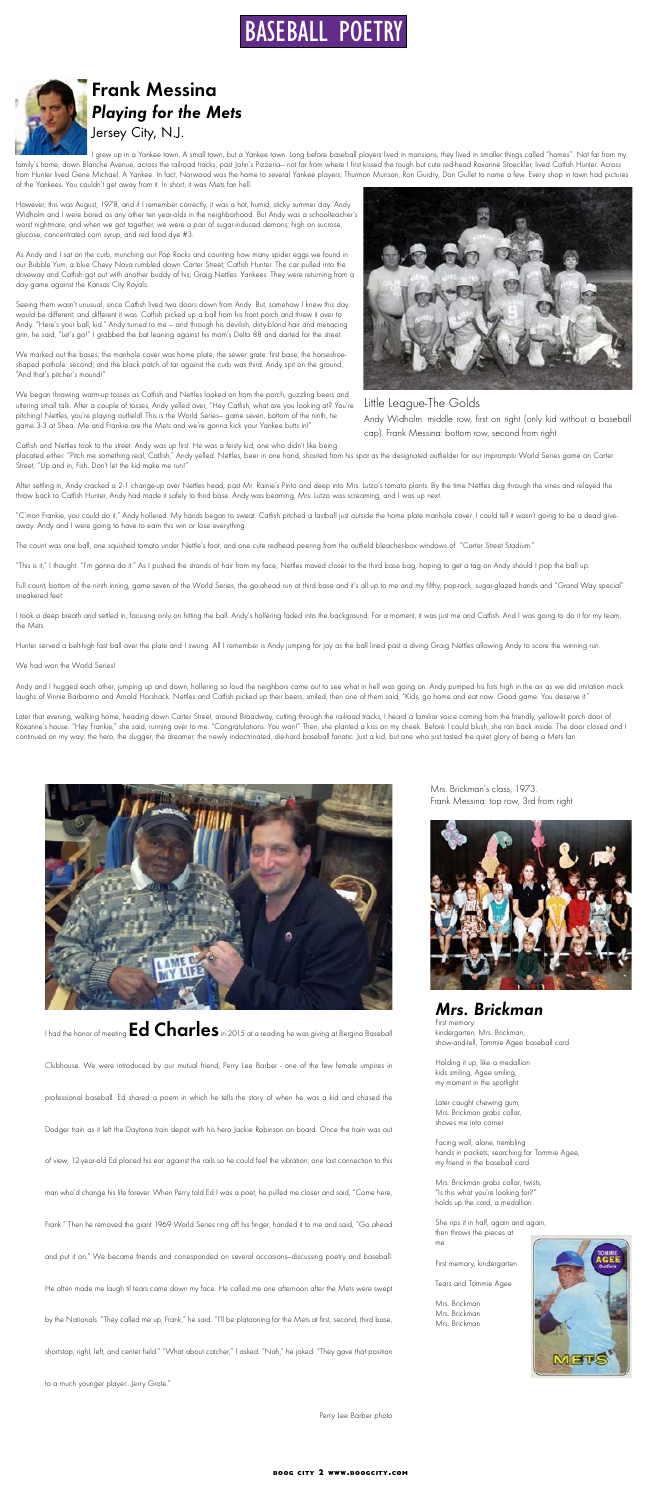# BASEBALL POETRY

## Frank Messina
### *Playing for the Mets*
Jersey City, N.J.

I grew up in a Yankee town. A small town, but a Yankee town. Long before baseball players lived in mansions, they lived in smaller things called "homes". Not far from my family's home; down Blanche Avenue, across the railroad tracks, past John's Pizzeria-- not far from where I first kissed the tough but cute red-head Roxanne Stoeckler, lived Catfish Hunter. Across from Hunter lived Gene Michael. A Yankee. In fact, Norwood was the home to several Yankee players; Thurmon Munson, Ron Guidry, Don Gullet to name a few. Every shop in town had pictures of the Yankees. You couldn't get away from it. In short, it was Mets fan hell.

However, this was August, 1978, and if I remember correctly, it was a hot, humid, sticky summer day. Andy Widholm and I were bored as any other ten year-olds in the neighborhood. But Andy was a schoolteacher's worst nightmare, and when we got together, we were a pair of sugar-induced demons; high on sucrose, glucose, concentrated corn syrup, and red food dye #3.

As Andy and I sat on the curb, munching our Pop Rocks and counting how many spider eggs we found in our Bubble Yum, a blue Chevy Nova rumbled down Carter Street; Catfish Hunter. The car pulled into the driveway and Catfish got out with another buddy of his; Graig Nettles. Yankees. They were returning from a day game against the Kansas City Royals.

Seeing them wasn't unusual, since Catfish lived two doors down from Andy. But, somehow I knew this day would be different; and different it was. Catfish picked up a ball from his front porch and threw it over to Andy. "Here's your ball, kid." Andy turned to me -- and through his devilish, dirty-blond hair and menacing grin, he said, "Let's go!" I grabbed the bat leaning against his mom's Delta 88 and darted for the street.

We marked out the bases; the manhole cover was home plate, the sewer grate: first base; the horseshoe-shaped pothole: second, and the black patch of tar against the curb was third. Andy spit on the ground, "And that's pitcher's mound!"

We began throwing warm-up tosses as Catfish and Nettles looked on from the porch, guzzling beers and uttering small talk. After a couple of tosses, Andy yelled over, "Hey Catfish, what are you looking at? You're pitching! Nettles, you're playing outfield! This is the World Series-- game seven, bottom of the ninth, tie game 3-3 at Shea. Me and Frankie are the Mets and we're gonna kick your Yankee butts in!"

Catfish and Nettles took to the street. Andy was up first. He was a feisty kid; one who didn't like being placated either. "Pitch me something real, Catfish," Andy yelled. Nettles, beer in one hand, shouted from his spot as the designated outfielder for our impromptu World Series game on Carter Street, "Up and in, Fish. Don't let the kid make me run!"

After settling in, Andy cracked a 2-1 change-up over Nettles head, past Mr. Raine's Pinto and deep into Mrs. Lutzo's tomato plants. By the time Nettles dug through the vines and relayed the throw back to Catfish Hunter, Andy had made it safely to third base. Andy was beaming, Mrs. Lutzo was screaming, and I was up next.

"C'mon Frankie, you could do it," Andy hollered. My hands began to sweat. Catfish pitched a fastball just outside the home plate manhole cover. I could tell it wasn't going to be a dead give-away. Andy and I were going to have to earn this win or lose everything.

The count was one ball, one squished tomato under Nettle's foot, and one cute redhead peering from the outfield bleacher-box windows of "Carter Street Stadium."

"This is it," I thought. "I'm gonna do it." As I pushed the strands of hair from my face, Nettles moved closer to the third base bag, hoping to get a tag on Andy should I pop the ball up.

Full count, bottom of the ninth inning, game seven of the World Series, the go-ahead run at third base and it's all up to me and my filthy, pop-rock, sugar-glazed hands and "Grand Way special" sneakered feet.

I took a deep breath and settled in, focusing only on hitting the ball. Andy's hollering faded into the background. For a moment, it was just me and Catfish. And I was going to do it for my team, the Mets.

Hunter served a belt-high fast ball over the plate and I swung. All I remember is Andy jumping for joy as the ball lined past a diving Graig Nettles allowing Andy to score the winning run.

We had won the World Series!

Andy and I hugged each other, jumping up and down, hollering so loud the neighbors came out to see what in hell was going on. Andy pumped his fists high in the air as we did imitation mock laughs of Vinnie Barbarino and Arnold Horshack. Nettles and Catfish picked up their beers, smiled, then one of them said, "Kids, go home and eat now. Good game. You deserve it."

Later that evening, walking home, heading down Carter Street, around Broadway, cutting through the railroad tracks, I heard a familiar voice coming from the friendly, yellow-lit porch door of Roxanne's house. "Hey Frankie," she said, running over to me. "Congratulations. You won!" Then, she planted a kiss on my cheek. Before I could blush, she ran back inside. The door closed and I continued on my way; the hero, the slugger, the dreamer, the newly indoctrinated, die-hard baseball fanatic. Just a kid, but one who just tasted the quiet glory of being a Mets fan.

Little League-The Golds
Andy Widholm: middle row, first on right (only kid without a baseball cap). Frank Messina: bottom row, second from right

I had the honor of meeting **Ed Charles** in 2015 at a reading he was giving at Bergino Baseball Clubhouse. We were introduced by our mutual friend, Perry Lee Barber - one of the few female umpires in professional baseball. Ed shared a poem in which he tells the story of when he was a kid and chased the Dodger train as it left the Daytona train depot with his hero Jackie Robinson on board. Once the train was out of view, 12-year-old Ed placed his ear against the rails so he could feel the vibration; one last connection to this man who'd change his life forever. When Perry told Ed I was a poet, he pulled me closer and said, "Come here, Frank." Then he removed the giant 1969 World Series ring off his finger, handed it to me and said, "Go ahead and put it on." We became friends and corresponded on several occasions--discussing poetry and baseball. He often made me laugh til tears came down my face. He called me one afternoon after the Mets were swept by the Nationals. "They called me up, Frank," he said. "I'll be platooning for the Mets at first, second, third base, shortstop, right, left, and center field." "What about catcher," I asked. "Nah," he joked. "They gave that position to a much younger player.. Jerry Grote."

Perry Lee Barber photo

Mrs. Brickman's class, 1973.
Frank Messina: top row, 3rd from right

## *Mrs. Brickman*

First memory
kindergarten, Mrs. Brickman,
show-and-tell, Tommie Agee baseball card

Holding it up, like a medallion
kids smiling, Agee smiling,
my moment in the spotlight

Later caught chewing gum,
Mrs. Brickman grabs collar,
shoves me into corner

Facing wall, alone, trembling
hands in pockets, searching for Tommie Agee,
my friend in the baseball card

Mrs. Brickman grabs collar, twists,
"Is this what you're looking for?"
holds up the card, a medallion

She rips it in half, again and again,
then throws the pieces at
me

First memory, kindergarten

Tears and Tommie Agee

Mrs. Brickman
Mrs. Brickman
Mrs. Brickman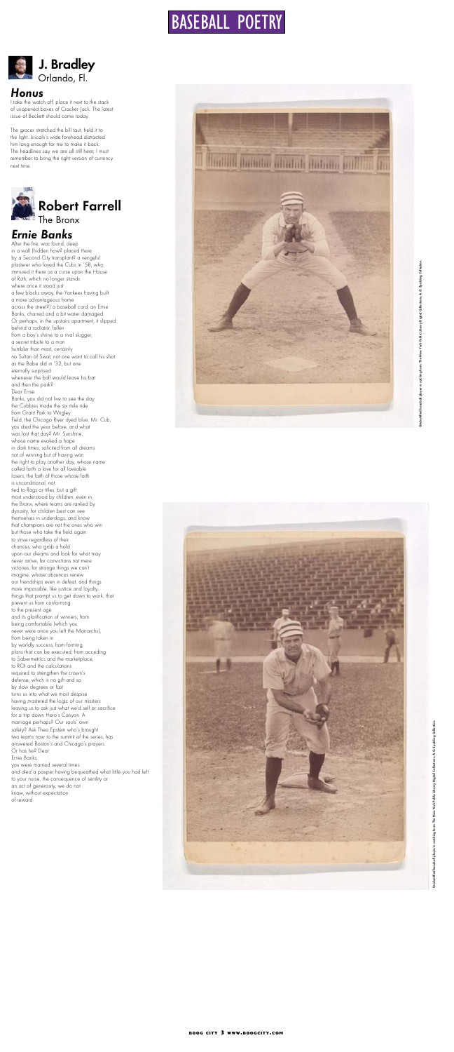# BASEBALL POETRY

## J. Bradley
Orlando, Fl.

### *Honus*

I take the watch off, place it next to the stack of unopened boxes of Cracker Jack. The latest issue of Beckett should come today.

The grocer stretched the bill taut, held it to the light. Lincoln's wide forehead distracted him long enough for me to make it back. The headlines say we are all still here; I must remember to bring the right version of currency next time.

## Robert Farrell
The Bronx

### *Ernie Banks*

After the fire, was found, deep
in a wall (hidden how? placed there
by a Second City transplant? a vengeful
plasterer who loved the Cubs in '58, who
immured it there as a curse upon the House
of Ruth, which no longer stands
where once it stood just
a few blocks away, the Yankees having built
a more advantageous home
across the street?) a baseball card, an Ernie
Banks, charred and a bit water damaged.
Or perhaps, in the upstairs apartment, it slipped
behind a radiator, fallen
from a boy's shrine to a rival slugger,
a secret tribute to a man
humbler than most, certainly
no Sultan of Swat, not one wont to call his shot
as the Babe did in '32, but one
eternally surprised
whenever the ball would leave his bat
and then the park?
Dear Ernie
Banks, you did not live to see the day
the Cubbies made the six mile ride
from Grant Park to Wrigley
Field, the Chicago River dyed blue. Mr. Cub,
you died the year before, and what
was lost that day? Mr. Sunshine,
whose name evoked a hope
in dark times, solicited from all dreams
not of winning but of having won
the right to play another day, whose name
called forth a love for all loveable
losers, the faith of those whose faith
is unconditional, not
tied to flags or titles, but a gift
most understood by children, even in
the Bronx, where teams are ranked by
dynasty, for children best can see
themselves in underdogs, and know
that champions are not the ones who win
but those who take the field again
to strive regardless of their
chances, who grab a hold
upon our dreams and look for what may
never arrive, for convictions not mere
victories, for strange things we can't
imagine, whose absences renew
our friendships even in defeat, and things
more impossible, like justice and loyalty,
things that prompt us to get down to work, that
prevent us from conforming
to the present age
and its glorification of winners, from
being comfortable (which you
never were once you left the Monarchs),
from being taken in
by worldly success, from forming
plans that can be executed, from acceding
to Sabermetrics and the marketplace,
to ROI and the calculations
required to strengthen the crown's
defense, which is no gift and so
by slow degrees or fast
turns us into what we most despise
having mastered the logic of our masters
leaving us to ask just what we'd sell or sacrifice
for a trip down Hero's Canyon. A
marriage perhaps? Our souls' own
safety? Ask Theo Epstein who's brought
two teams now to the summit of the series, has
answered Boston's and Chicago's prayers.
Or has he? Dear
Ernie Banks,
you were married several times
and died a pauper having bequeathed what little you had left
to your nurse, the consequence of senility or
an act of generosity, we do not
know, without expectation
of reward.

Unidentified baseball player in catching from The New York Public Library Digital Collections, A. G. Spalding Collection.

Unidentified baseball player in catching from The New York Public Library Digital Collections, A. G. Spalding Collection.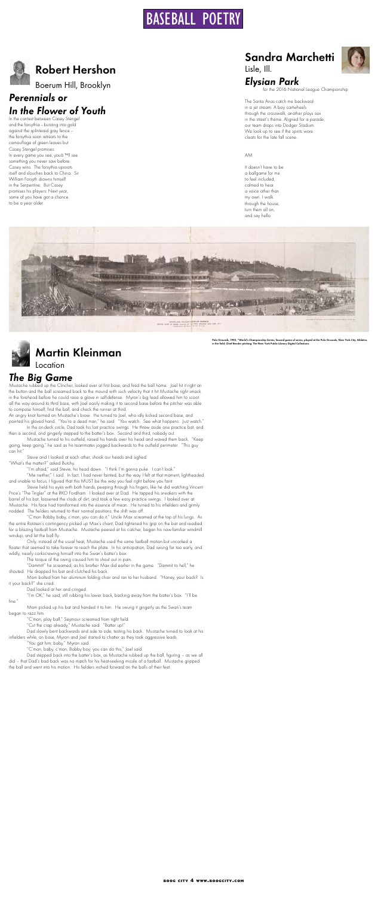# BASEBALL POETRY

## Robert Hershon

Boerum Hill, Brooklyn

### *Perennials or In the Flower of Youth*

In the contest between Casey Stengel
and the forsythia – bursting into gold
against the splintered gray fence –
the forsythia soon retreats to the
camouflage of green leaves but
Casey Stengel promises:
In every game you see, youâ ™ll see
something you never saw before.
Casey wins. The forsythia uproots
itself and slouches back to China. Sir
William Forsyth drowns himself
in the Serpentine. But Casey
promises his players: Next year,
some of you have got a chance
to be a year older.

## Sandra Marchetti

Lisle, Ill.

### *Elysian Park*

for the 2016 National League Championship

The Santa Anas catch me backward
in a jet stream. A boy cartwheels
through the crosswalk, another plays sax
in the street's theme. Aligned for a parade,
our team drops into Dodger Stadium.
We look up to see if the spirits wore
cleats for the late fall scene.

AM

It doesn't have to be
a ballgame for me
to feel included,
calmed to hear
a voice other than
my own. I walk
through the house,
turn them all on,
and say hello.

Polo Grounds, 1905, "World's Championship Series, Second game of series, played at the Polo Grounds, New York City, Athletics in the field, Chief Bender pitching. The New York Public Library Digital Collections.

## Martin Kleinman

Location

### *The Big Game*

Mustache rubbed up the Clincher, looked over at first base, and fired the ball home. Joel hit it right on the button and the ball screamed back to the mound with such velocity that it hit Mustache right smack in the forehead before he could raise a glove in self-defense. Myron's big lead allowed him to scoot all the way around to third base, with Joel easily making it to second base before the pitcher was able to compose himself, find the ball, and check the runner at third.

An angry knot formed on Mustache's brow. He turned to Joel, who idly kicked second base, and pointed his gloved hand. "You're a dead man," he said. "You watch. See what happens. Just watch."

In the on-deck circle, Dad took his last practice swings. He threw aside one practice bat, and then a second, and gingerly stepped to the batter's box. Second and third, nobody out.

Mustache turned to his outfield, raised his hands over his head and waved them back. "Keep going, keep going," he said as his teammates jogged backwards to the outfield perimeter. "This guy can hit."

Stevie and I looked at each other, shook our heads and sighed.

"What's the matter?" asked Butchy.

"I'm afraid," said Stevie, his head down. "I think I'm gonna puke. I can't look."

"Me neither," I said. In fact, I had never fainted, but the way I felt at that moment, lightheaded and unable to focus, I figured that this MUST be the way you feel right before you faint.

Stevie held his eyes with both hands, peeping through his fingers, like he did watching Vincent Price's "The Tingler" at the RKO Fordham. I looked over at Dad. He tapped his sneakers with the barrel of his bat, loosened the clods of dirt, and took a few easy practice swings. I looked over at Mustache. His face had transformed into the essence of mean. He turned to his infielders and grimly nodded. The fielders returned to their normal positions; the shift was off.

"C'mon Bobby baby, c'mon, you can do it," Uncle Max screamed at the top of his lungs. As the entire Rotstein's contingency picked up Max's chant, Dad tightened his grip on the bat and readied for a blazing fastball from Mustache. Mustache peered at his catcher, began his now-familiar windmill windup, and let the ball fly.

Only, instead of the usual heat, Mustache used the same fastball motion but uncorked a floater that seemed to take forever to reach the plate. In his anticipation, Dad swung far too early, and wildly, nearly corkscrewing himself into the Swan's batter's box.

The torque of the swing caused him to shout out in pain.

"Dammit!" he screamed, as his brother Max did earlier in the game. "Dammit to hell," he shouted. He dropped his bat and clutched his back.

Mom bolted from her aluminum folding chair and ran to her husband. "Honey, your back? Is it your back?" she cried.

Dad looked at her and cringed.

"I'm OK," he said, still rubbing his lower back, backing away from the batter's box. "I'll be fine."

Mom picked up his bat and handed it to him. He swung it gingerly as the Swan's team began to razz him.

"C'mon, play ball," Seymour screamed from right field.

"Cut the crap already," Mustache said. "Batter up!"

Dad slowly bent backwards and side to side, testing his back. Mustache turned to look at his infielders while, on base, Myron and Joel started to chatter as they took aggressive leads.

"You got him, baby," Myron said.

"C'mon, baby, c'mon, Bobby boy, you can do this," Joel said.

Dad stepped back into the batter's box, as Mustache rubbed up the ball, figuring – as we all did – that Dad's bad back was no match for his heat-seeking missile of a fastball. Mustache gripped the ball and went into his motion. His fielders inched forward on the balls of their feet.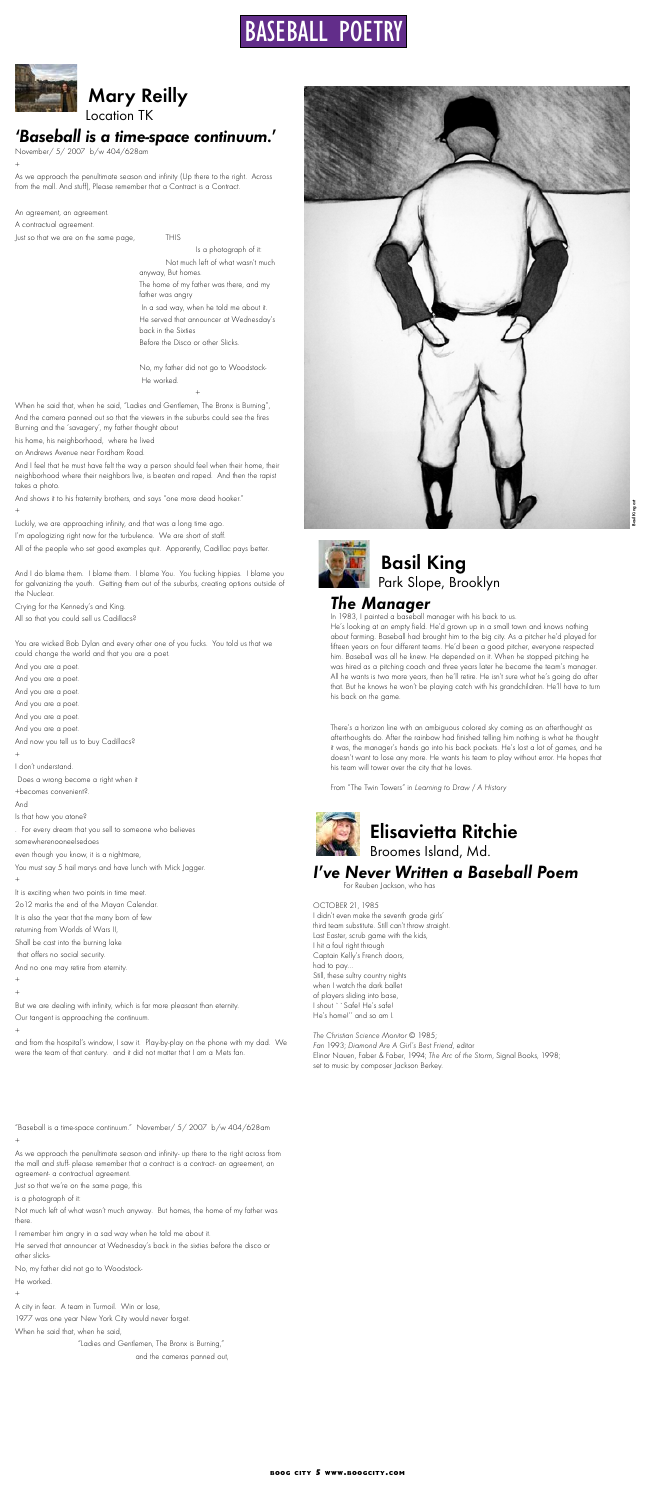# BASEBALL POETRY

## Mary Reilly

Location TK

### *'Baseball is a time-space continuum.'*

November/ 5/ 2007 b/w 404/628am

+

As we approach the penultimate season and infinity (Up there to the right. Across from the mall. And stuff), Please remember that a Contract is a Contract.

An agreement, an agreement.

A contractual agreement.

Just so that we are on the same page,            THIS

Is a photograph of it.

Not much left of what wasn't much anyway, But homes.

The home of my father was there, and my father was angry

In a sad way, when he told me about it.

He served that announcer at Wednesday's back in the Sixties

Before the Disco or other Slicks.

No, my father did not go to Woodstock-

He worked.

+

When he said that, when he said, "Ladies and Gentlemen, The Bronx is Burning",

And the camera panned out so that the viewers in the suburbs could see the fires

Burning and the 'savagery', my father thought about

his home, his neighborhood,  where he lived

on Andrews Avenue near Fordham Road.

And I feel that he must have felt the way a person should feel when their home, their neighborhood-where their neighbors live, is beaten and raped. And then the rapist takes a photo.

And shows it to his fraternity brothers, and says "one more dead hooker."

+

Luckily, we are approaching infinity, and that was a long time ago.

I'm apologizing right now for the turbulence. We are short of staff.

All of the people who set good examples quit. Apparently, Cadillac pays better.

And I do blame them. I blame them. I blame You. You fucking hippies. I blame you for galvanizing the youth. Getting them out of the suburbs, creating options outside of the Nuclear.

Crying for the Kennedy's and King.

All so that you could sell us Cadillacs?

You are wicked Bob Dylan and every other one of you fucks. You told us that we could change the world and that you are a poet.

And you are a poet.

And you are a poet.

And you are a poet.

And you are a poet.

And you are a poet.

And you are a poet.

And now you tell us to buy Cadillacs?

+

I don't understand.

Does a wrong become a right when it

+becomes convenient?.

And

Is that how you atone?

. For every dream that you sell to someone who believes

somewherenooneelsedoes

even though you know, it is a nightmare,

You must say 5 hail marys and have lunch with Mick Jagger.

+

It is exciting when two points in time meet.

2o12 marks the end of the Mayan Calendar.

It is also the year that the many born of few

returning from Worlds of Wars II,

Shall be cast into the burning lake

that offers no social security.

And no one may retire from eternity.

+

+

But we are dealing with infinity, which is far more pleasant than eternity.

Our tangent is approaching the continuum.

+

and from the hospital's window, I saw it. Play-by-play on the phone with my dad. We were the team of that century. and it did not matter that I am a Mets fan.

"Baseball is a time-space continuum." November/ 5/ 2007 b/w 404/628am

+

As we approach the penultimate season and infinity- up there to the right across from the mall and stuff- please remember that a contract is a contract- an agreement, an agreement- a contractual agreement.

Just so that we're on the same page, this

is a photograph of it.

Not much left of what wasn't much anyway. But homes, the home of my father was there.

I remember him angry in a sad way when he told me about it.

He served that announcer at Wednesday's back in the sixties before the disco or other slicks-

No, my father did not go to Woodstock-

He worked.

+

A city in fear. A team in Turmoil. Win or lose,

1977 was one year New York City would never forget.

When he said that, when he said,

"Ladies and Gentlemen, The Bronx is Burning,"

and the cameras panned out,

## Basil King

Park Slope, Brooklyn

### *The Manager*

In 1983, I painted a baseball manager with his back to us.

He's looking at an empty field. He'd grown up in a small town and knows nothing about farming. Baseball had brought him to the big city. As a pitcher he'd played for fifteen years on four different teams. He'd been a good pitcher, everyone respected him. Baseball was all he knew. He depended on it. When he stopped pitching he was hired as a pitching coach and three years later he became the team's manager. All he wants is two more years, then he'll retire. He isn't sure what he's going to do after that. But he knows he won't be playing catch with his grandchildren. He'll have to turn his back on the game.

There's a horizon line with an ambiguous colored sky coming as an afterthought as afterthoughts do. After the rainbow had finished telling him nothing is what he thought it was, the manager's hands go into his back pockets. He's lost a lot of games, and he doesn't want to lose any more. He wants his team to play without error. He hopes that his team will tower over the city that he loves.

From "The Twin Towers" in *Learning to Draw / A History*

## Elisavietta Ritchie

Broomes Island, Md.

### *I've Never Written a Baseball Poem*

For Reuben Jackson, who has

OCTOBER 21, 1985

I didn't even make the seventh grade girls'

third team substitute. Still can't throw straight.

Last Easter, scrub game with the kids,

I hit a foul right through

Captain Kelly's French doors,

had to pay…

Still, these sultry country nights

when I watch the dark ballet

of players sliding into base,

I shout " 'Safe! He's safe!

He's home!'' and so am I.

*The Christian Science Monitor* © 1985;
*Fan* 1993; *Diamond Are A Girl's Best Friend*, editor
Elinor Nauen, Faber & Faber, 1994; *The Arc of the Storm*, Signal Books, 1998;
set to music by composer Jackson Berkey.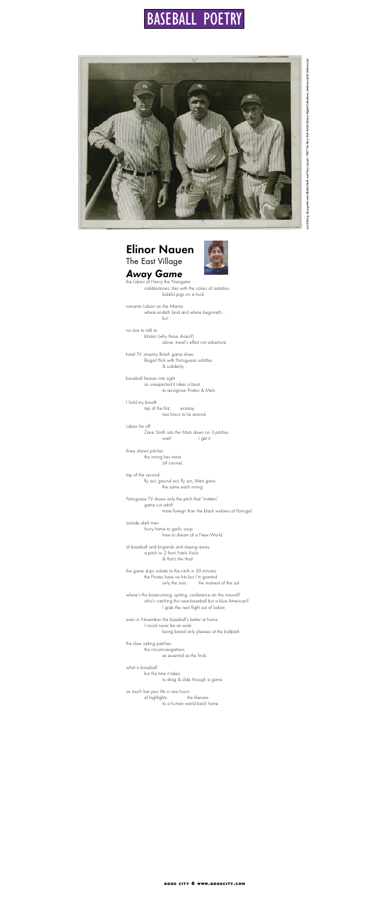# BASEBALL POETRY

Lou Gehrig, George Herman (Babe) Ruth, and Tony Lazzeri 1927 The New York Public Library Digital Collections, Underwood & Underwood

## Elinor Nauen
The East Village

### *Away Game*

the Lisbon of Henry the Navigator
cobblestones, tiles with the colors of isolation,
baleful pigs on a truck

romantic Lisbon on the Atlantic
where endeth land and where beginneth ...
but

no one to talk to
blisters (why these shoes?)
alone, travel's effort not adventure

hotel TV: smarmy British game show
Bogart flick with Portuguese subtitles
& suddenly

baseball heaves into sight
so unexpected it takes a beat
to recognize Pirates & Mets

I hold my breath:
top of the first. ecstasy.
two hours to lie around

Lisbon far off
Zane Smith sets the Mets down on 3 pitches
wait! I get it:

three shown pitches
the inning has more
(of course)

top of the second:
fly out, ground out, fly out, Mets gone.
the same each inning:

Portuguese TV shows only the pitch that "matters"
game cut adrift
more foreign than the black widows of Portugal

outside dark men
hurry home to garlic soup
how to dream of a New World

of baseball and brigands and staying away
a pitch or 2 from Frank Viola
& that's the third

the game skips isolate to the ninth in 20 minutes
the Pirates have six hits but I'm granted
only the outs. the moment of the out.

where's the baserunning, spitting, conference on the mound?
who's catching this near-baseball but a blue American?
I grab the next flight out of Lisbon

even in November the baseball's better at home
I could never be an exile
being bored only pleases at the ballpark

the slow sailing patches
the circumnavigations
as essential as the finds

what is baseball
but the time it takes
to drag & slide through a game

as much live your life in two hours
of highlights. the likeness
to a human world back home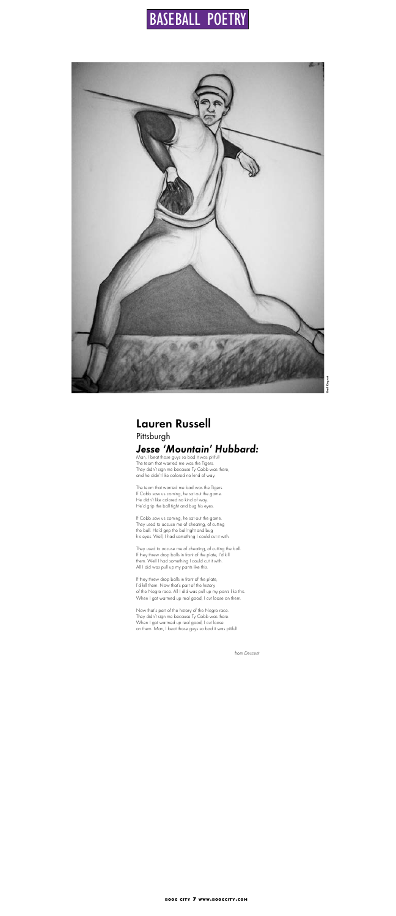# BASEBALL POETRY

## Lauren Russell

Pittsburgh

### *Jesse 'Mountain' Hubbard:*

Man, I beat those guys so bad it was pitiful!
The team that wanted me was the Tigers.
They didn't sign me because Ty Cobb was there,
and he didn't like colored no kind of way.

The team that wanted me bad was the Tigers.
If Cobb saw us coming, he sat out the game.
He didn't like colored no kind of way.
He'd grip the ball tight and bug his eyes.

If Cobb saw us coming, he sat out the game.
They used to accuse me of cheating, of cutting
the ball. He'd grip the ball tight and bug
his eyes. Well, I had something I could cut it with.

They used to accuse me of cheating, of cutting the ball.
If they threw drop balls in front of the plate, I'd kill
them. Well I had something I could cut it with.
All I did was pull up my pants like this.

If they threw drop balls in front of the plate,
I'd kill them. Now that's part of the history
of the Negro race. All I did was pull up my pants like this.
When I got warmed up real good, I cut loose on them.

Now that's part of the history of the Negro race.
They didn't sign me because Ty Cobb was there.
When I got warmed up real good, I cut loose
on them. Man, I beat those guys so bad it was pitiful!

from *Descent*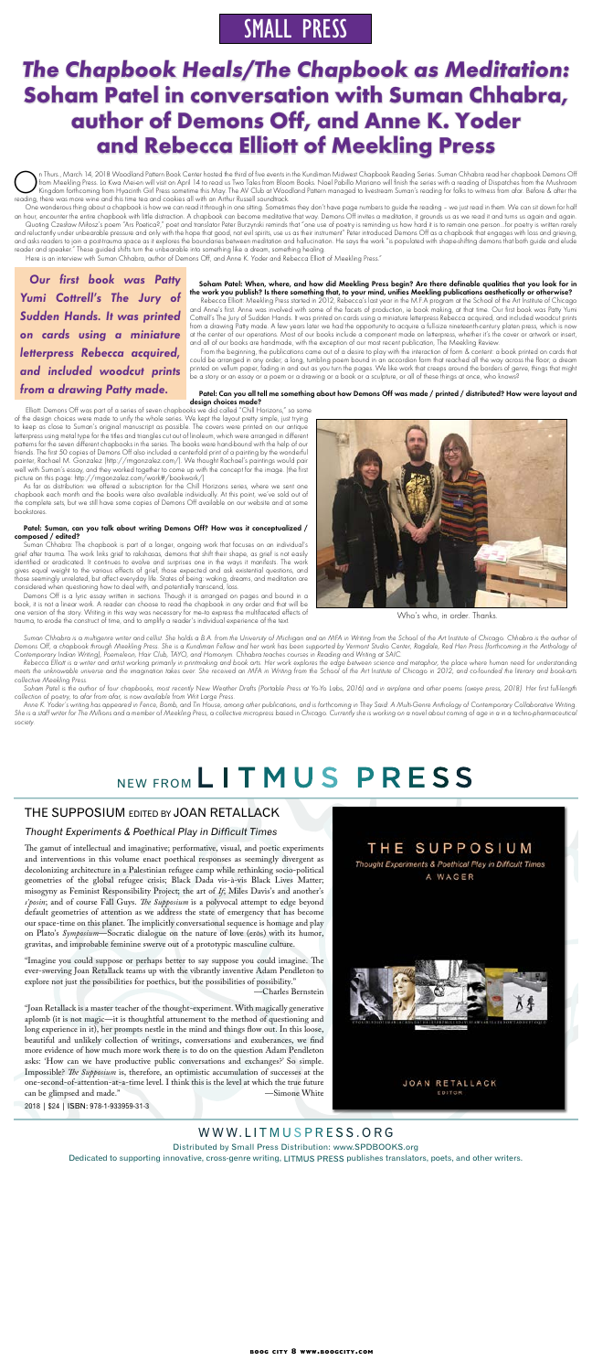# SMALL PRESS

# *The Chapbook Heals/The Chapbook as Meditation:* Soham Patel in conversation with Suman Chhabra, author of Demons Off, and Anne K. Yoder and Rebecca Elliott of Meekling Press

On Thurs., March 14, 2018 Woodland Pattern Book Center hosted the third of five events in the Kundiman Midwest Chapbook Reading Series. Suman Chhabra read her chapbook Demons Off from Meekling Press. Lo Kwa Mei-en will visit on April 14 to read us Two Tales from Bloom Books. Noel Pabillo Mariano will finish the series with a reading of Dispatches from the Mushroom Kingdom forthcoming from Hyacinth Girl Press sometime this May. The AV Club at Woodland Pattern managed to livestream Suman's reading for folks to witness from afar. Before & after the reading, there was more wine and this time tea and cookies all with an Arthur Russell soundtrack.

One wonderous thing about a chapbook is how we can read it through in one sitting. Sometimes they don't have page numbers to guide the reading – we just read in them. We can sit down for half an hour, encounter the entire chapbook with little distraction. A chapbook can become meditative that way. Demons Off invites a meditation, it grounds us as we read it and turns us again and again.

Quoting Czesław Miłosz's poem "Ars Poetica?," poet and translator Peter Burzynski reminds that "one use of poetry is reminding us how hard it is to remain one person…for poetry is written rarely and reluctantly under unbearable pressure and only with the hope that good, not evil spirits, use us as their instrument" Peter introduced Demons Off as a chapbook that engages with loss and grieving, and asks readers to join a post-trauma space as it explores the boundaries between meditation and hallucination. He says the work "is populated with shape-shifting demons that both guide and elude reader and speaker." These guided shifts turn the unbearable into something like a dream, something healing.

Here is an interview with Suman Chhabra, author of Demons Off, and Anne K. Yoder and Rebecca Elliott of Meekling Press."

> *Our first book was Patty Yumi Cottrell's The Jury of Sudden Hands. It was printed on cards using a miniature letterpress Rebecca acquired, and included woodcut prints from a drawing Patty made.*

**Soham Patel: When, where, and how did Meekling Press begin? Are there definable qualities that you look for in the work you publish? Is there something that, to your mind, unifies Meekling publications aesthetically or otherwise?**

Rebecca Elliott: Meekling Press started in 2012, Rebecca's last year in the M.F.A program at the School of the Art Institute of Chicago and Anne's first. Anne was involved with some of the facets of production, ie book making, at that time. Our first book was Patty Yumi Cottrell's The Jury of Sudden Hands. It was printed on cards using a miniature letterpress Rebecca acquired, and included woodcut prints from a drawing Patty made. A few years later we had the opportunity to acquire a full-size nineteenth-century platen press, which is now at the center of our operations. Most of our books include a component made on letterpress, whether it's the cover or artwork or insert, and all of our books are handmade, with the exception of our most recent publication, The Meekling Review.

From the beginning, the publications came out of a desire to play with the interaction of form & content: a book printed on cards that could be arranged in any order; a long, tumbling poem bound in an accordion form that reached all the way across the floor; a dream printed on vellum paper, fading in and out as you turn the pages. We like work that creeps around the borders of genre, things that might be a story or an essay or a poem or a drawing or a book or a sculpture, or all of these things at once, who knows?

**Patel: Can you all tell me something about how Demons Off was made / printed / distributed? How were layout and design choices made?**

Elliott: Demons Off was part of a series of seven chapbooks we did called "Chill Horizons," so some of the design choices were made to unify the whole series. We kept the layout pretty simple, just trying to keep as close to Suman's original manuscript as possible. The covers were printed on our antique letterpress using metal type for the titles and triangles cut out of linoleum, which were arranged in different patterns for the seven different chapbooks in the series. The books were hand-bound with the help of our friends. The first 50 copies of Demons Off also included a centerfold print of a painting by the wonderful painter, Rachael M. Gonzalez (http://rmgonzalez.com/). We thought Rachael's paintings would pair well with Suman's essay, and they worked together to come up with the concept for the image. (the first picture on this page: http://rmgonzalez.com/work#/bookwork/)

As far as distribution: we offered a subscription for the Chill Horizons series, where we sent one chapbook each month and the books were also available individually. At this point, we've sold out of the complete sets, but we still have some copies of Demons Off available on our website and at some bookstores.

**Patel: Suman, can you talk about writing Demons Off? How was it conceptualized / composed / edited?**

Suman Chhabra: The chapbook is part of a longer, ongoing work that focuses on an individual's grief after trauma. The work links grief to rakshasas, demons that shift their shape, as grief is not easily identified or eradicated. It continues to evolve and surprises one in the ways it manifests. The work gives equal weight to the various effects of grief, those expected and ask existential questions, and those seemingly unrelated, but affect everyday life. States of being: waking, dreams, and meditation are considered when questioning how to deal with, and potentially transcend, loss.

Demons Off is a lyric essay written in sections. Though it is arranged on pages and bound in a book, it is not a linear work. A reader can choose to read the chapbook in any order and that will be one version of the story. Writing in this way was necessary for me to express the multifaceted effects of trauma, to erode the construct of time, and to amplify a reader's individual experience of the text.

Who's who, in order. Thanks.

*Suman Chhabra is a multigenre writer and cellist. She holds a B.A. from the University of Michigan and an MFA in Writing from the School of the Art Institute of Chicago. Chhabra is the author of Demons Off, a chapbook through Meekling Press. She is a Kundiman Fellow and her work has been supported by Vermont Studio Center, Ragdale, Red Hen Press (forthcoming in the Anthology of Contemporary Indian Writing), Poemeleon, Hair Club, TAYO, and Homonym. Chhabra teaches courses in Reading and Writing at SAIC.*

*Rebecca Elliott is a writer and artist working primarily in printmaking and book arts. Her work explores the edge between science and metaphor, the place where human need for understanding meets the unknowable universe and the imagination takes over. She received an MFA in Writing from the School of the Art Institute of Chicago in 2012, and co-founded the literary and book-arts collective Meekling Press.*

*Soham Patel is the author of four chapbooks, most recently New Weather Drafts (Portable Press at Yo-Yo Labs, 2016) and in airplane and other poems (oxeye press, 2018). Her first full-length collection of poetry, to afar from afar, is now available from Writ Large Press.*

*Anne K. Yoder's writing has appeared in Fence, Bomb, and Tin House, among other publications, and is forthcoming in They Said: A Multi-Genre Anthology of Contemporary Collaborative Writing. She is a staff writer for The Millions and a member of Meekling Press, a collective micropress based in Chicago. Currently she is working on a novel about coming of age in a in a techno-pharmaceutical society.*

---

# NEW FROM LITMUS PRESS

## THE SUPPOSIUM EDITED BY JOAN RETALLACK

### *Thought Experiments & Poethical Play in Difficult Times*

The gamut of intellectual and imaginative; performative, visual, and poetic experiments and interventions in this volume enact poethical responses as seemingly divergent as decolonizing architecture in a Palestinian refugee camp while rethinking socio-political geometries of the global refugee crisis; Black Data vis-a-vis Black Lives Matter; misogyny as Feminist Responsibility Project; the art of *If*; Miles Davis's and another's *s'posin*; and of course Fall Guys. *The Supposium* is a polyvocal attempt to edge beyond default geometries of attention as we address the state of emergency that has become our space-time on this planet. The implicitly conversational sequence is homage and play on Plato's *Symposium*—Socratic dialogue on the nature of love (erōs) with its humor, gravitas, and improbable feminine swerve out of a prototypic masculine culture.

"Imagine you could suppose or perhaps better to say suppose you could imagine. The ever-swerving Joan Retallack teams up with the vibrantly inventive Adam Pendleton to explore not just the possibilities for poethics, but the possibilities of possibility."
—Charles Bernstein

"Joan Retallack is a master teacher of the thought-experiment. With magically generative aplomb (it is not magic—it is thoughtful attunement to the method of questioning and long experience in it), her prompts nestle in the mind and things flow out. In this loose, beautiful and unlikely collection of writings, conversations and exuberances, we find more evidence of how much more work there is to do on the question Adam Pendleton asks: 'How can we have productive public conversations and exchanges?' So simple. Impossible? *The Supposium* is, therefore, an optimistic accumulation of successes at the one-second-of-attention-at-a-time level. I think this is the level at which the true future can be glimpsed and made." —Simone White

2018 | $24 | ISBN: 978-1-933959-31-3

THE SUPPOSIUM
Thought Experiments & Poethical Play in Difficult Times
A WAGER
JOAN RETALLACK
EDITOR

WWW.LITMUSPRESS.ORG

Distributed by Small Press Distribution: www.SPDBOOKS.org

Dedicated to supporting innovative, cross-genre writing, LITMUS PRESS publishes translators, poets, and other writers.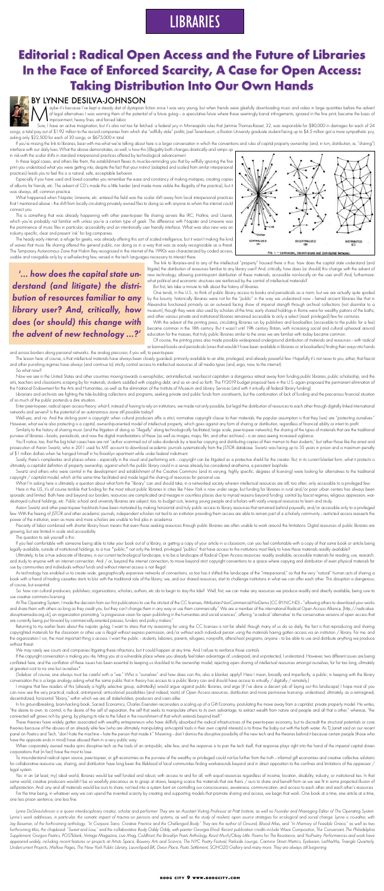# LIBRARIES

# Editorial : Radical Open Access and the Future of Libraries In the Face of Enforced Scarcity, A Case for Open Access: Taking Distribution Into Our Own Hands

## BY LYNNE DESILVA-JOHNSON

Maybe it's because I've kept a steady diet of dystopian fiction since I was very young, but when friends were gleefully downloading music and video in large quantities before the advent of legal alternatives I was warning them of the potential of a future gulag – a speculative future where these seemingly banal infringements, ignored in the fine print, became the basis of imprisonment, heavy fines, and forced labor.

Sure, I have an active imagination, but it's also not too far fetched: a federal jury in Minneapolis rules that Jammie Thomas-Rasset, 32, was responsible for $80,000 in damages for each of 24 songs, a total pay out of $1.92 million to the record companies from which she "willfully stole" profits; Joel Tenenbaum, a Boston University graduate student facing up to $4.5 million got a more sympathetic jury, asking only $22,500 for each of 30 songs, or $675,000 in total.

If you're missing the link to libraries, bear with me-what we're talking about here is a larger conversation in which the conventions and rules of capital property ownership (and, in turn, distribution, ie, "sharing") interface with our daily lives. What the above demonstrates, as well, is how this (il)legality both changes drastically–and ramps up in risk–with the scalar shifts in standard interpersonal practices affected by technological advancement.

In these legal cases, and others like them, the establishment flexes its muscles–reminding you that by willfully ignoring the fine print you understood what you were getting into, despite the fact that your instinct (adapted and scaled from similar interpersonal practices) leads you to feel this is a natural, safe, acceptable behavior.

Especially if you have used and loved cassettes you remember the ease and constancy of making mixtapes, creating copies of albums for friends, etc. The advent of CD's made this a little harder (and made more visible the illegality of the practice), but it was always, still, common practice.

What happened when Napster, Limewire, etc. entered the field was the scalar shift away from local interpersonal practices that I mentioned above – the shift from locally circulating privately owned files to doing so with anyone to whom the internet could connect you.

This is something that was already happening with other peer-to-peer file sharing servers like IRC, Hotline, and Usenet, which you're probably not familiar with unless you're a certain type of geek. The difference with Napster and Limewire was the prominence of music files in particular, accessibility and an intentionally user friendly interface. What was also new was an industry specific, clear and present 'risk' for big companies.

The heady early internet, a refuge for geeks, was already offering this sort of scaled intelligence, but it wasn't making the kind of waves that music file sharing offered the general public, nor doing so in a way that was as easily recognizable as a threat. The Temporary Autonomous Zone that Hakim Bey recognized in the internet of the 1990s was characterized by coded access, usable and navigable only by a self-selecting few, versed in the tech languages necessary to interact there.

> '... how does the capital state understand (and litigate) the distribution of resources familiar to any library user? And, critically, how does (or should) this change with the advent of new technology ...?'

The link to libraries–and to any of the intellectual "property" housed there is thus: how does the capital state understand (and litigate) the distribution of resources familiar to any library user? And, critically, how does (or should) this change with the advent of new technology, allowing point-to-point distribution of these materials, accessible non-locally on the user end? And, furthermore: what political and economic structures are reinforced by the control of intellectual materials?

But first, lets take a minute to talk about the history of libraries.

One tends, in the U.S., to think of public library access to books and periodicals as a norm, but we are actually quite spoiled by this bounty. Historically libraries were not for the "public" in the way we understand now – famed ancient libraries like that in Alexandria functioned primarily as an outward facing show of imperial strength through archival collections (not dissimilar to a museum), though they were also used by scholars of the time; early shared holdings in Rome were for wealthy patrons of the baths; and other various private and institutional libraries remained accessible to only a select (read: privileged) few for centuries.

With the advent of the printing press, circulating libraries run by publishers and booksellers (accessible to the public for a fee) became common in the 18th century. But it wasn't until 19th century Britain, with increasing social and cultural upheaval around education for the masses, that truly public libraries similar to the ones we are familiar with today became common.

Of course, the printing press also made possible widespread underground distribution of materials and resources – with radical or banned books and periodicals (ones that wouldn't have been available in libraries or at booksellers) finding their ways into hands and across borders along personal networks...the analog precursor, if you will, to peer-to-peer.

The lesson here, of course, is that intellectual materials have always been closely guarded– primarily available to an elite, privileged, and already powerful few. Hopefully it's not news to you, either, that fascist and other punishing regimes have always (and continue to) strictly control access to intellectual resources of all media types (and, ergo, now, to the internet).

So what now?

Now we see in the United States and other countries moving towards a xenophobic, anti-intellectual, neo-fascist capitalism a dangerous retreat away from funding public libraries, public scholarship, and the arts, teachers and classrooms scraping by for materials, students saddled with crippling debt, and so on and so forth. The FY2019 budget proposal here in the U.S. again proposed the permanent elimination of the National Endowment for the Arts and Humanities, as well as the elimination of the Institute of Museum and Library Services (and with it virtually all federal library funding).

Librarians and archivists are fighting the tide-building collections and programs, seeking private and public funds from constituents, but the combination of lack of funding and the precarious financial situation of so much of the public portends a dire situation.

Enter peer-to-peer, radical open access theory: what if, instead of having to rely on institutions, we made not only possible, but legal the distribution of resources to each other through digitally linked international networks and servers? Is the potential of an autonomous zone still possible today?

Well-yes, and no. And the sticking point is copyright: when cultural producers affix a strict, normative copyright clause to their materials, the popular assumption is that they (we) are "protecting ourselves." However, what we're also protecting is a capital, ownership-oriented model of intellectual property, which goes against any form of sharing or distribution, regardless of financial ability or intent to profit.

Similarly to the history of sharing music (and the litigation of doing so "illegally" along technologically facilitated, large scale, peer-to-peer networks), the sharing of the types of materials that are the traditional purview of libraries – books, periodicals, and now the digital manifestations of these (as well as images, maps, film, and other archives) – is an area seeing increased vigilance.

You'll notice, too, that the big ticket cases here are not "author scammed out of sales dividends by a teacher copying and distributing copies of their memoir to their students," but rather those like the arrest and prosecution of Aaron Swartz, who in 2011 used his MIT account to download academic journals systematically from the JSTOR database. Swartz was facing up to 35 years in prison and a maximum penalty of $1 million dollars when he hanged himself in his Brooklyn apartment while under federal indictment.

Surely, there's complexities and places where – especially in the visual and performing arts – copyright can be litigated as a protective shield for the creator. But, in its current blanket form, what it protects is ultimately a capitalist definition of property ownership, against which the public library could in a sense already be considered anathema, a persistent loophole.

Swartz and others who were central in the development and establishment of the Creative Commons (and its varying, highly specific, degrees of licensing) were looking for alternatives to the traditional copyright / capitalist model, which at the same time facilitated and made legal the sharing of resources for personal use.

What I'm asking here is ultimately a question about what form the "library" can and should take, in a networked society wherein intellectual resources are still, too often, only accessible to a privileged few.

Here in the US, it's of course terrible that funding for the most robust public libraries in cities like New York is now under siege, but funding for libraries in rural and/or poor urban centers has always been sporadic and limited. Both here and beyond our borders, resources are complicated and meagre in countless places due to myriad reasons beyond funding: control by fascist regimes, religious oppression, war-destroyed cultural holdings, etc. Public school and university libraries are subject, too, to budget cuts, leaving young people and scholars with vastly unequal resources to learn and study.

Aaron Swartz and other peer-to-peer hacktivists have been motivated by making horizontal and truly public access to library resources that remained behind paywalls, and/or accessible only to a privileged few. With the freeing of JSTOR and other academic journals, independent scholars not tied to an institution providing them access are able to remain part of a scholarly community – restricted access reasserts the power of the institution, even as more and more scholars are unable to find jobs in academia.

Precarity of labor combined with shorter library hours means that even those seeking resources through public libraries are often unable to work around the limitations. Digital resources of public libraries are growing, but are limited in scale and accessibility.

The question to ask yourself is this:

If you feel comfortable with someone being able to take your book out of a library, or getting a copy of your article in a classroom, can you feel comfortable with a copy of that same book or article being legally available, outside of institutional holdings, to a true "public," not only the limited, privileged "publics" that have access to the institutions most likely to have these materials readily available?

Ultimately, to be a true advocate of libraries, in our current technological landscape, is to be a landscape of Radical Open Access resources: readily available, accessible materials for reading, use, research, and study to anyone with an internet connection. And / or, beyond the internet connection, to move beyond strict copyright conventions to a space where copying and distribution of even physical materials for use by communities and individuals without funds and without internet access is not illegal.

As technology has enabled us to create wide, geographically expansive networks of connections, so too has it shifted the landscape of the "interpersonal," so that the very "natural" human acts of sharing a book with a friend of trading cassettes starts to blur with the traditional role of the library, we, and our shared resources, start to challenge institutions in what we can offer each other. This disruption is dangerous, of course, but essential.

So: how can cultural producers, publishers, organizations, scholars, authors, etc do to begin to stay this tide? Well, first, we can make any resources we produce readily and directly available, being sure to use creative commons licensing.

At The Operating System, I made the decision from our first publications to use the strictest of the CC licenses, Attribution-NonCommercial-NoDerivs (CC BY-NC-ND) – "allowing others to download your works and share them with others as long as they credit you, but they can't change them in any way or use them commercially." We are a member of the international Radical Open Access Alliance, (http://radicaloa.disruptivemedia.org.uk), an organization promoting "a progressive vision for open publishing in the humanities and social sciences", offering "a radical 'alternative' to the conservative versions of open access that are currently being put forward by commercially-oriented presses, funders and policy makers."

Returning to my earlier fears about the napster gulag, I want to stress that my reasoning for using the CC licenses is not for afield: though many of us do so daily, the fact is that reproducing and sharing copyrighted materials for the classroom or other use is illegal without express permission, and/or without each individual person using the materials having gotten access via an institution / library. For me, and the organization I run, the most important thing is access. I want the public – students, laborers, parents, refugees, nonprofits, afterschool programs, anyone – to be able to use and distribute anything we produce without threat.

We may rarely see courts and companies litigating these infractions, but it could happen at any time. And I refuse to reinforce those controls.

If the copyright conversation is making you itch, hitting you at a vulnerable place where you already feel taken advantage of, underpaid, and unprotected, I understand. However, two different issues are being conflated here, and the conflation of these issues has been essential to keeping us shackled to the ownership model, rejecting open sharing of intellectual resources amongst ourselves, for far too long, ultimately at greatest cost to no one but ourselves*.

(Sidebar: of course, one always must be careful with a "we." Who is "ourselves" and how does can this, also a blanket, apply? Here I mean, broadly and imperfectly, a public; in keeping with the library conversation this is a large analogy asking what the same public that in theory has access to a public library can and should have access to virtually / digitally / remotely.)

I imagine that few readers of this (already a highly selective group, admittedly) would argue against public libraries, and ergo (if I've done a decent job of laying out this landscape) I hope most of you can now see the very practical, radical, anti-imperial, anti-colonial possibilities (and indeed, roots) of Open Access resources, distribution and more permissive licensing- understood, ultimately, as a reimagined, decentralized, horizontal "library," within which we are all stakeholders, producers and users alike.

In his groundbreaking book, Sacred Economics, Charles Eisenstein reconsiders a scaling up of a Gift Economy, postulating the move away from a capitalist, private property model. He writes, "the desire to own, to control, is the desire of the self of separation, the self that seeks to manipulate others to its own advantage, to extract wealth from nature and people and all that is other," whereas, "the connected self grows rich by giving, by playing its role to the fullest in the nourishment of that which extends beyond itself."

These theories have widely gotten associated with wealthy entrepreneurs who have skillfully absorbed the radical infrastructures of the peer-to-peer economy, but to discredit the structural potentials or core theories because of the abuses of an already elite few (who are ultimately manipulating anti-capital tools in their own capital interests) is to throw the baby out with the bath water. As TJ Jarrett said on our recent panel on Poetics and Tech, "don't hate the machine – hate the person that made it." Meaning – don't dismiss the disruptive possibility of the new tech and the theories behind it because certain people (those who have the opposite ends in mind) have abused them in a very public way.

When corporately owned media and spins disruptive tech as the tools of an anti-public, elite few, and the response is to pan the tech itself, that response plays right into the hand of the imperial capital driven corporations that (in fact) have the most to lose.

To misunderstand radical open source, peer-to-peer, or gift economies as the purview of the wealthy or privileged could not be further from the truth – informal gift economies and creative collective solutions for collaborative resource use, sharing, and distribution have long been the lifeblood of local communities finding workarounds beyond and in direct opposition to the confines and limitations of the oppressor / legal system.

Yes: in an (at least, my) ideal world, libraries would be well funded and robust, with access to and for all, with equal resources regardless of income, location, disability, industry, or institutional ties. In that same world, creative producers wouldn't be so woefully precarious as to grasp at straws, keeping scarce the materials that are theirs / ours to share and benefit from as we see fit in some projected illusion of self-protection. And any and all materials would be ours to share, not tied into a system bent on controlling our consciousness, awareness, communication, and access to each other and each other's resources.

For the time being, in whatever way we can upend the invented scarcity by creating and supporting models that promote sharing and access, we begin that work. One book at a time, one article at a time, one less prison sentence, one less fine.

*Lynne DeSilva-Johnson is a queer interdisciplinary creator, scholar and performer. They are an Assistant Visiting Professor at Pratt Institute, as well as Founder and Managing Editor of The Operating System. Lynne's work addresses, in particular, the somatic impact of trauma on persons and systems, as well as the study of resilient, open source strategies for ecological and social change. Lynne is co-editor, with Jay Besemer, of the forthcoming anthology, "In Corpore Sano: Creative Practice and the Challenged Body." They are the author of Ground, Blood Atlas, and "In Memory of Feasible Grace," as well as two forthcoming titles; the chapbook "Sweat and Love," and the collaborative Body Oddy Oddy, with painter Georgia Elrod. Recent publication credits include Wave Composition, The Conversant, The Philadelphia Supplement, Gorgon Poetics, POSTblank, Vintage Magazine, Live Mag, Calafront, the Brooklyn Poets Anthology, Resist Much/Obey Little: Poems for The Resistance, and YesPoetry. Performances and work have appeared widely, including recent features or projects at Artists Space, Bowery Arts and Science, The NYC Poetry Festival, Parkside Lounge, Carmine Street Metrics, Eyebeam, LaMaMa, Triangle Quarterly, Undercurrent Projects, Mellow Pages, The New York Public Library, Launchpad BK, Dixon Place, Poets Settlement, SOHO20 Gallery and many more. They are always still beginning.*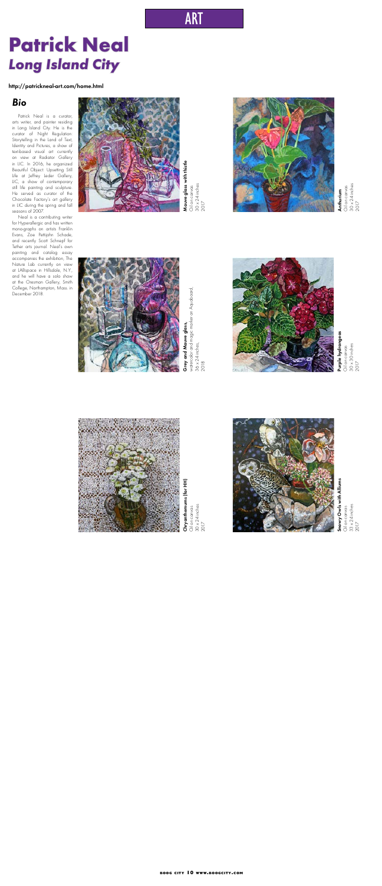ART

# Patrick Neal
## *Long Island City*

**http://patrickneal-art.com/home.html**

### *Bio*

Patrick Neal is a curator, arts writer, and painter residing in Long Island City. He is the curator of Night Regulation: Storytelling in the Land of Text, Identity and Pictures, a show of text-based visual art currently on view at Radiator Gallery in LIC. In 2016, he organized Beautiful Object: Upsetting Still Life at Jeffrey Leder Gallery, LIC, a show of contemporary still life painting and sculpture. He served as curator of the Chocolate Factory's art gallery in LIC during the spring and fall seasons of 2007.

Neal is a contributing writer for Hyperallergic and has written mono-graphs on artists Franklin Evans, Zoë Pettijohn Schade, and recently Scott Schnept for Tether arts journal. Neal's own painting and catalog essay accompanies the exhibition, The Nature Lab currently on view at LABspace in Hillsdale, N.Y., and he will have a solo show at the Oresman Gallery, Smith College, Northampton, Mass. in December 2018.

**Mauve glass with thistle**
Oil on canvas
30 x 24 inches
2017

**Anthurium**
Oil on canvas
30 x 24 inches
2017

**Grey and Mauve glass,**
watercolor and magic marker on Aquaboard,
36 x 24 inches,
2018

**Purple hydrangeas**
Oil on canvas
30 x 30 inches
2017

**Chrysanthemums (for HH)**
Oil on canvas
30 x 24 inches
2017

**Snowy Owls with Alliums**
Oil on canvas
33 x 24 inches
2017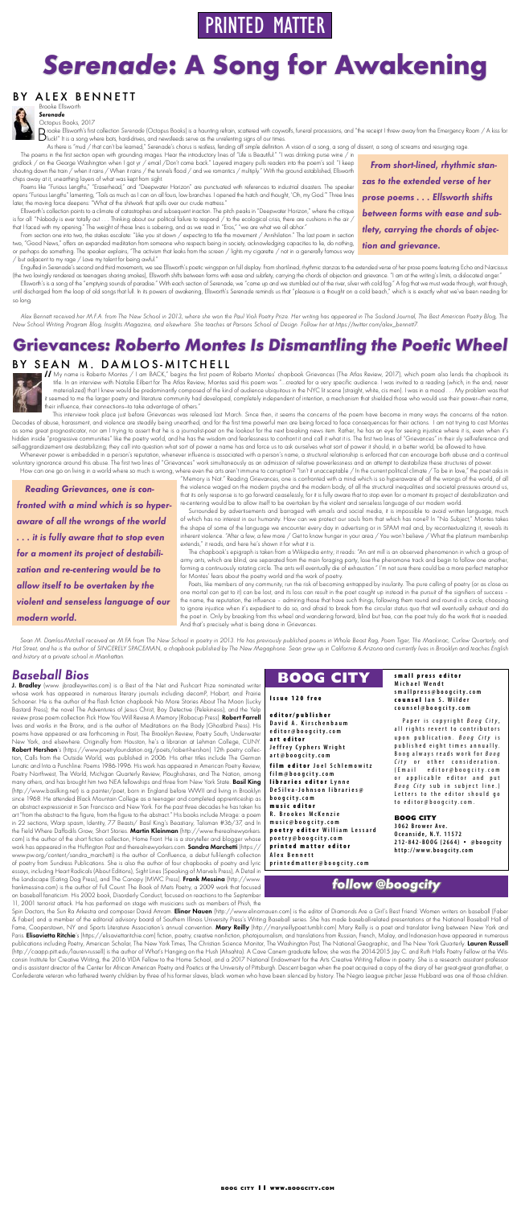# PRINTED MATTER

# *Serenade*: A Song for Awakening

## BY ALEX BENNETT

Brooke Ellsworth
***Serenade***
Octopus Books, 2017

Brooke Ellsworth's first collection *Serenade* (Octopus Books) is a haunting refrain, scattered with coywolfs, funeral processions, and "the receipt I threw away from the Emergency Room / A kiss for Buck!" It is a song where bots, hard-drives, and newsfeeds serve as the unrelenting signs of our times.

As there is "mud / that can't be learned," Serenade's chorus is restless, fending off simple definition. A vision of a song, a song of dissent, a song of screams and resurging rage.

The poems in the first section open with grounding images. Hear the introductory lines of "Life is Beautiful": "I was drinking purse wine / in gridlock / on the George Washington when I got yr / email /Don't come back." Layered imagery pulls readers into the poem's soil: "I keep shouting down the train / when it rains / When it rains / the tunnels flood / and we romantics / multiply." With the ground established, Ellsworth chips away at it, unearthing layers of what was kept from sight.

Poems like "Furious Lengths," "Eraserhead," and "Deepwater Horizon" are punctuated with references to industrial disasters. The speaker opens "Furious Lengths" lamenting, "Toils as much as I can on all fours, low branches. I opened the hatch and thought, 'Oh, my God.'" Three lines later, the moving force deepens: "What of the shitwork that spills over our crude mattress."

Ellsworth's collection points to a climate of catastrophe and subsequent inaction. The pitch peaks in "Deepwater Horizon," where the critique is for all: "Nobody is ever totally out . . . Thinking about our political failure to respond / to the ecological crisis, there are cushions in the air / that I faced with my opening." The weight of these lines is sobering, and as we read in "Eros," "we are what we all abhor."

From section one into two, the stakes escalate: "Like you sit down / expecting to title the movement / Annihilation." The last poem in section two, "Good News," offers an expanded meditation from someone who respects being in society, acknowledging capacities to lie, do nothing, or perhaps do something. The speaker explains, "The activism that leaks from the screen / lights my cigarette / not in a generally famous way / but adjacent to my rage / Love my talent for being awful."

> *From short-lined, rhythmic stanzas to the extended verse of her prose poems . . . Ellsworth shifts between forms with ease and subtlety, carrying the chords of objection and grievance.*

Engulfed in Serenade's second and third movements, we see Ellsworth's poetic wingspan on full display. From short-lined, rhythmic stanzas to the extended verse of her prose poems featuring Echo and Narcissus (the two lovingly rendered as teenagers sharing smokes), Ellsworth shifts between forms with ease and subtlety, carrying the chords of objection and grievance. "I am at the writing's limits, a dislocated anger."

Ellsworth's is a song of the "emptying sounds of paradise." With each section of Serenade, we "came up and we stumbled out of the river, silver with cold fog." A fog that we must wade through, wait through, until discharged from the loop of old songs that lull. In its powers of awakening, Ellsworth's Serenade reminds us that "pleasure is a thought on a cold beach," which is exactly what we've been needing for so long.

*Alex Bennett received her M.F.A. from The New School in 2013, where she won the Paul Violi Poetry Prize. Her writing has appeared in The Saaland Journal, The Best American Poetry Blog, The New School Writing Program Blog, Insights Magazine, and elsewhere. She teaches at Parsons School of Design. Follow her at https://twitter.com/alex_bennett7*

# *Grievances: Roberto Montes Is Dismantling the Poetic Wheel*

## BY SEAN M. DAMLOS-MITCHELL

"My name is Roberto Montes / I am BACK," begins the first poem of Roberto Montes' chapbook Grievances (The Atlas Review, 2017), which poem also lends the chapbook its title. In an interview with Natalie Eilbert for The Atlas Review, Montes said this poem was "...created for a very specific audience. I was invited to a reading (which, in the end, never materialized) that I knew would be predominantly composed of the kind of audience ubiquitous in the NYC lit scene (straight, white, cis men). I was in a mood. . . My problem was that it seemed to me the larger poetry and literature community had developed, completely independent of intention, a mechanism that shielded those who would use their power—their name, their influence, their connections—to take advantage of others."

This interview took place just before Grievances was released last March. Since then, it seems the concerns of the poem have become in many ways the concerns of the nation. Decades of abuse, harassment, and violence are steadily being unearthed, and for the first time powerful men are being forced to face consequences for their actions. I am not trying to cast Montes as some great prognosticator, nor am I trying to assert that he is a journalist-poet on the lookout for the next breaking news item. Rather, he has an eye for seeing injustice where it is, even when it's hidden inside "progressive communities" like the poetry world, and he has the wisdom and fearlessness to confront it and call it what it is. The first two lines of "Grievances" in their sly self-reference and self-aggrandizement are destabilizing; they call into question what sort of power a name has and force us to ask ourselves what sort of power it should, in a better world, be allowed to have.

Whenever power is embedded in a person's reputation, whenever influence is associated with a person's name, a structural relationship is enforced that can encourage both abuse and a continual voluntary ignorance around this abuse. The first two lines of "Grievances" work simultaneously as an admission of relative powerlessness and an attempt to destabilize these structures of power.

How can one go on living in a world where so much is wrong, where even the acts one commits to corruption? "Isn't it unacceptable / To be in love," the poet asks in "Memory is Not." Reading Grievances, one is confronted with a mind which is so hyperaware of all the wrongs of the world, of all the violence waged on the modern psyche and the modern body, of all the structural inequalities and societal pressures around us, that its only response is to go forward ceaselessly, for it is fully aware that to stop even for a moment its project of destabilization and re-centering would be to allow itself to be overtaken by the violent and senseless language of our modern world.

> *Reading Grievances, one is confronted with a mind which is so hyperaware of all the wrongs of the world . . . it is fully aware that to stop even for a moment its project of destabilization and re-centering would be to allow itself to be overtaken by the violent and senseless language of our modern world.*

Surrounded by advertisements and barraged with emails and social media, it is impossible to avoid written language, much of which has no interest in our humanity. How can we protect our souls from that which has none? In "No Subject," Montes takes the shape of some of the language we encounter every day in advertising or in SPAM mail and, by recontextualizing it, reveals its inherent violence. "After a few, a few more / Get to know hunger in your area / You won't believe / What the platinum membership extends," it reads, and here he's shown it for what it is.

The chapbook's epigraph is taken from a Wikipedia entry; it reads: "An ant mill is an observed phenomenon in which a group of army ants, which are blind, are separated from the main foraging party, lose the pheromone track and begin to follow one another, forming a continuously rotating circle. The ants will eventually die of exhaustion." I'm not sure there could be a more perfect metaphor for Montes' fears about the poetry world and the work of poetry.

Poets, like members of any community, run the risk of becoming entrapped by insularity. The pure calling of poetry (or as close as one mortal can get to it) can be lost, and its loss can result in the poet caught up instead in the pursuit of the signifiers of success – the name, the reputation, the influence – admiring those that have such things, following them round and round in a circle, choosing to ignore injustice when it's expedient to do so, and afraid to break from the circular status quo that will eventually exhaust and do the poet in. Only by breaking from this wheel and wandering forward, blind but free, can the poet truly do the work that is needed. And that's precisely what is being done in Grievances.

*Sean M. Damlos-Mitchell received an M.F.A from The New School in poetry in 2013. He has previously published poems in Whole Beast Rag, Poem Tiger, The Mackinac, Curlew Quarterly, and Hot Street, and he is the author of SINCERELY SPACEMAN, a chapbook published by The New Megaphone. Sean grew up in California & Arizona and currently lives in Brooklyn and teaches English and history at a private school in Manhattan.*

## *Baseball Bios*

**J. Bradley** (www. jbradleywrites.com) is a Best of the Net and Pushcart Prize nominated writer whose work has appeared in numerous literary journals including decomP, Hobart, and Prairie Schooner. He is the author of the flash fiction chapbook No More Stories About The Moon (Lucky Bastard Press), the novel The Adventures of Jesus Christ, Boy Detective (Pelekinesis), and the Yelp review prose poem collection Pick How You Will Revise A Memory (Robocup Press). **Robert Farrell** lives and works in the Bronx, and is the author of Meditations on the Body (Ghostbird Press). His poems have appeared or are forthcoming in Post, The Brooklyn Review, Poetry South, Underwater New York, and elsewhere. Originally from Houston, he's a librarian at Lehman College, CUNY. **Robert Hershon**'s (https://www.poetryfoundation.org/poets/robert-hershon) 12th poetry collection, Calls from the Outside World, was published in 2006. His other titles include The German Lunatic and Into a Punchline: Poems 1986-1996. His work has appeared in American Poetry Review, Poetry Northwest, The World, Michigan Quarterly Review, Ploughshares, and The Nation, among many others, and has brought him two NEA fellowships and three from New York State. **Basil King** (http://www.basilking.net) is a painter/poet, born in England before WWII and living in Brooklyn since 1968. He attended Black Mountain College as a teenager and completed apprenticeship as an abstract expressionist in San Francisco and New York. For the past three decades he has taken his art "from the abstract to the figure, from the figure to the abstract." His books include Mirage: a poem in 22 sections, Warp spasm, Identity, 77 Beasts/ Basil King's Beastiary, Talisman #36/37, and In the Field Where Daffodils Grow; Short Stories. **Martin Kleinman** (http://www.therealnewyorkers.com) is the author of the short fiction collection, Home Front. He is a storyteller and blogger whose work has appeared in the Huffington Post and therealnewyorkers.com. **Sandra Marchetti** (https://www.pw.org/content/sandra_marchetti) is the author of Confluence, a debut full-length collection of poetry from Sundress Publications. She is also the author of four chapbooks of poetry and lyric essays, including Heart Radicals (About Editions), Sight Lines (Speaking of Marvels Press), A Detail in the Landscape (Eating Dog Press), and The Canopy (MWC Press). **Frank Messina** (http://www.frankmessina.com) is the author of Full Count: The Book of Mets Poetry, a 2009 work that focused on baseball fanaticism. His 2002 book, Disorderly Conduct, focused on reactions to the September 11, 2001 terrorist attack. He has performed on stage with musicians such as members of Phish, the Spin Doctors, the Sun Ra Arkestra and composer David Amram. **Elinor Nauen** (http://www.elinornauen.com) is the editor of Diamonds Are a Girl's Best Friend: Women writers on baseball (Faber & Faber) and a member of the editorial advisory board of Southern Illinois University Press's Writing Baseball series. She has made baseball-related presentations at the National Baseball Hall of Fame, Cooperstown, NY and Sports Literature Association's annual convention. **Mary Reilly** (http://maryreillypoet.tumblr.com) Mary Reilly is a poet and translator living between New York and Paris. **Elisavietta Ritchie**'s (https://elisaviettaritchie.com) fiction, poetry, creative non-fiction, photojournalism, and translations from Russian, French, Malay, and Indonesian have appeared in numerous publications including Poetry, American Scholar, The New York Times, The Christian Science Monitor, The Washington Post, The National Geographic, and The New York Quarterly. **Lauren Russell** (http://caapp.pitt.edu/lauren-russell) is the author of What's Hanging on the Hush (Ahsahta). A Cave Canem graduate fellow, she was the 2014-2015 Jay C. and Ruth Halls Poetry Fellow at the Wisconsin Institute for Creative Writing, the 2016 VIDA Fellow to the Home School, and a 2017 National Endowment for the Arts Creative Writing Fellow in poetry. She is a research assistant professor and is assistant director of the Center for African American Poetry and Poetics at the University of Pittsburgh. Descent began when the poet acquired a copy of the diary of her great-great grandfather, a Confederate veteran who fathered twenty children by three of his former slaves, black women who have been silenced by history. The Negro League pitcher Jesse Hubbard was one of those children.

## BOOG CITY

**Issue 120 free**

**editor/publisher**
David A. Kirschenbaum
editor@boogcity.com

**art editor**
Jeffrey Cyphers Wright
art@boogcity.com

**film editor** Joel Schlemowitz
film@boogcity.com

**libraries editor** Lynne DeSilva-Johnson
libraries@boogcity.com

**music editor**
R. Brookes McKenzie
music@boogcity.com

**poetry editor** William Lessard
poetry@boogcity.com

**printed matter editor**
Alex Bennett
printedmatter@boogcity.com

**small press editor**
Michael Wendt
smallpress@boogcity.com

**counsel** Ian S. Wilder
counsel@boogcity.com

Paper is copyright *Boog City*, all rights revert to contributors upon publication. *Boog City* is published eight times annually. Boog always reads work for *Boog City* or other consideration. (Email editor@boogcity.com or applicable editor and put *Boog City* sub in subject line.) Letters to the editor should go to editor@boogcity.com.

**BOOG CITY**
3062 Brower Ave.
Oceanside, N.Y. 11572
212-842-BOOG (2664) • @boogcity
http://www.boogcity.com

**follow @boogcity**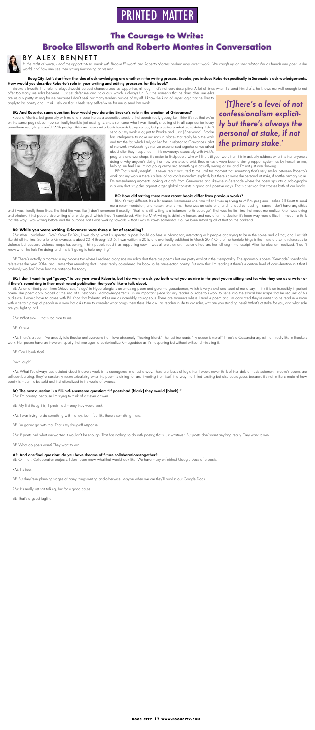# PRINTED MATTER

## The Courage to Write: Brooke Ellsworth and Roberto Montes in Conversation

### BY ALEX BENNETT

*In the midst of winter, I had the opportunity to speak with Brooke Ellsworth and Roberto Montes on their most recent works. We caught up on their relationship as friends and poets in the world, and how they see their writing functioning at present.*

**Boog City: Let's start from the idea of acknowledging one another in the writing process. Brooke, you include Roberto specifically in Serenade's acknowledgements. How would you describe Roberto's role in your writing and editing processes for this book?**

Brooke Ellsworth: The role he played would be best characterized as supportive, although that's not very descriptive. A lot of times when I'd send him drafts, he knows me well enough to not offer too many line edits because I just get defensive and ridiculous, which is always fun. But the moments that he does offer line edits are usually pretty striking for me because I don't seek out many readers outside of myself. I know the kind of larger logic that he likes to apply to his poetry and I think I rely on that. It feels very self-reflexive for me to send him work.

**BC: And Roberto, same question: how would you describe Brooke's role in the creation of Grievances?**

Roberto Montes: Just generally with me and Brooke there's a supportive structure that sounds really gooey, but I think it's true that we're on the same page about how spiritually horrible just existing is. She's someone who I was literally shouting at in all caps earlier today about how everything's awful. With poetry, I think we have similar bents towards being not coy but protective of what we're doing. I don't send out my work a lot, just to Brooke and Justin [Sherwood]. Brooke has intelligence to make incisions in places that really help the work and trim the fat, which I rely on her for. In relation to Grievances, a lot of the work involves things that we experienced together or we talked about after they happened. I think nowadays especially with M.F.A. programs and workshops it's easier to find people who will line edit your work than it is to actually address what it is that anyone's doing or why anyone's doing it or how one should exist. Brooke has always been a strong support system just by herself for me, helping me feel like I'm not going crazy and something is actually wrong or evil and I'm not just over thinking.

> *'[T]here's a level of not confessionalism explicitly but there's always the personal at stake, if not the primary stake.'*

BE: That's really insightful. It never really occurred to me until this moment that something that's very similar between Roberto's work and my work is there's a level of not confessionalism explicitly but there's always the personal at stake, if not the primary stake. I'm remembering moments looking at drafts from Grievances and likewise in Serenade where the poem tips into autobiography in a way that struggles against larger global contexts in good and positive ways. That's a tension that crosses both of our books.

**BC: How did writing these most recent books differ from previous works?**

RM: It's very different. It's a lot scarier. I remember one time when I was applying to M.F.A. programs I asked Bill Knott to send me a recommendation, and he sent one to me. There was an extra one, and I ended up reading it cause I don't have any ethics and it was literally three lines. The third line was like (I don't remember it exactly), "that he is still writing is a testament to his courage." That was the first time that made me realize (Knott was joking and whatever) that people stop writing after undergrad, which I hadn't considered. After the MFA writing is definitely harder, and now after the election it's been way more difficult. It made me think that the way I was writing before and the purpose that I was working towards – that I was mistaken somewhat. So I've been retooling all of that on the backend.

**BC: While you were writing Grievances was there a lot of retooling?**

RM: After I published I Don't Know Do You, I was doing what I suspected a poet should do here in Manhattan, interacting with people and trying to be in the scene and all that, and I just felt like shit all the time. So a lot of Grievances is about 2014 through 2015. It was written in 2016 and eventually published in March 2017. One of the horrible things is that there are some references to violence but because violence keeps happening, I think people read it as happening now. It was all pre-election. I actually had another full-length manuscript. After the election I realized, "I don't know what the fuck I'm doing, and this isn't going to help anything."

BE: There's actually a moment in my process too where I realized alongside my editor that there are poems that are pretty explicit in their temporality. The eponymous poem "Serenade" specifically references the year 2014, and I remember remarking that I never really considered this book to be pre-election poetry. But now that I'm reading it there's a certain level of consideration in it that I probably wouldn't have had the patience for today.

**BC: I don't want to get "gooey," to use your word Roberto, but I do want to ask you both what you admire in the poet you're sitting next to: who they are as a writer or if there's something in their most recent publication that you'd like to talk about.**

BE: As an omitted poem from Grievances, "Elegy" in Hyperallergic is an amazing poem and gave me goosebumps, which is very Siskel and Ebert of me to say. I think it is an incredibly important poem. The poem aptly placed at the end of Grievances, "Acknowledgements," is an important piece for any reader of Roberto's work to settle into the ethical landscape that he requires of his audience. I would have to agree with Bill Knott that Roberto strikes me as incredibly courageous. There are moments where I read a poem and I'm convinced they're written to be read in a room with a certain group of people in a way that asks them to consider what brings them there. He asks his readers in life to consider, why are you standing here? What's at stake for you, and what side are you fighting on?

RM: What side ... that's too nice to me.

BE: It's true.

RM: There's a poem I've already told Brooke and everyone that I love obscenely: "Fucking Island." The last line reads "my ocean is moral." There's a Cassandra-aspect that I really like in Brooke's work. Her poems have an irreverent quality that manages to contextualize Armageddon as it's happening but without without diminishing it.

BE: Can I blurb that?

[both laugh]

RM: What I've always appreciated about Brooke's work is it's courageous in a tactile way. There are leaps of logic that I would never think of that defy a thesis statement. Brooke's poems are self-cannibalizing. They're constantly recontextualizing what the poem is aiming for and inverting it on itself in a way that I find exciting but also courageous because it's not in the climate of how poetry is meant to be sold and institutionalized in this world of awards.

**BC: The next question is a fill-in-this-sentence question: "If poets had [blank] they would [blank]."**

RM: I'm pausing because I'm trying to think of a clever answer.

BE: My first thought is, if poets had money they would suck.

RM: I was trying to do something with money, too. I feel like there's something there.

BE: I'm gonna go with that. That's my shrug-off response.

RM: If poets had what we wanted it wouldn't be enough. That has nothing to do with poetry; that's just whatever. But poets don't want anything really. They want to win.

BE: What do poets want? They want to win.

**AB: And one final question: do you have dreams of future collaborations together?**

BE: Oh man. Collaborative projects. I don't even know what that would look like. We have many unfinished Google Docs of projects.

RM: It's true.

BE: But they're in planning stages of many things writing and otherwise. Maybe when we die they'll publish our Google Docs.

RM: It's really just shit talking, but for a good cause.

BE: That's a good tagline.